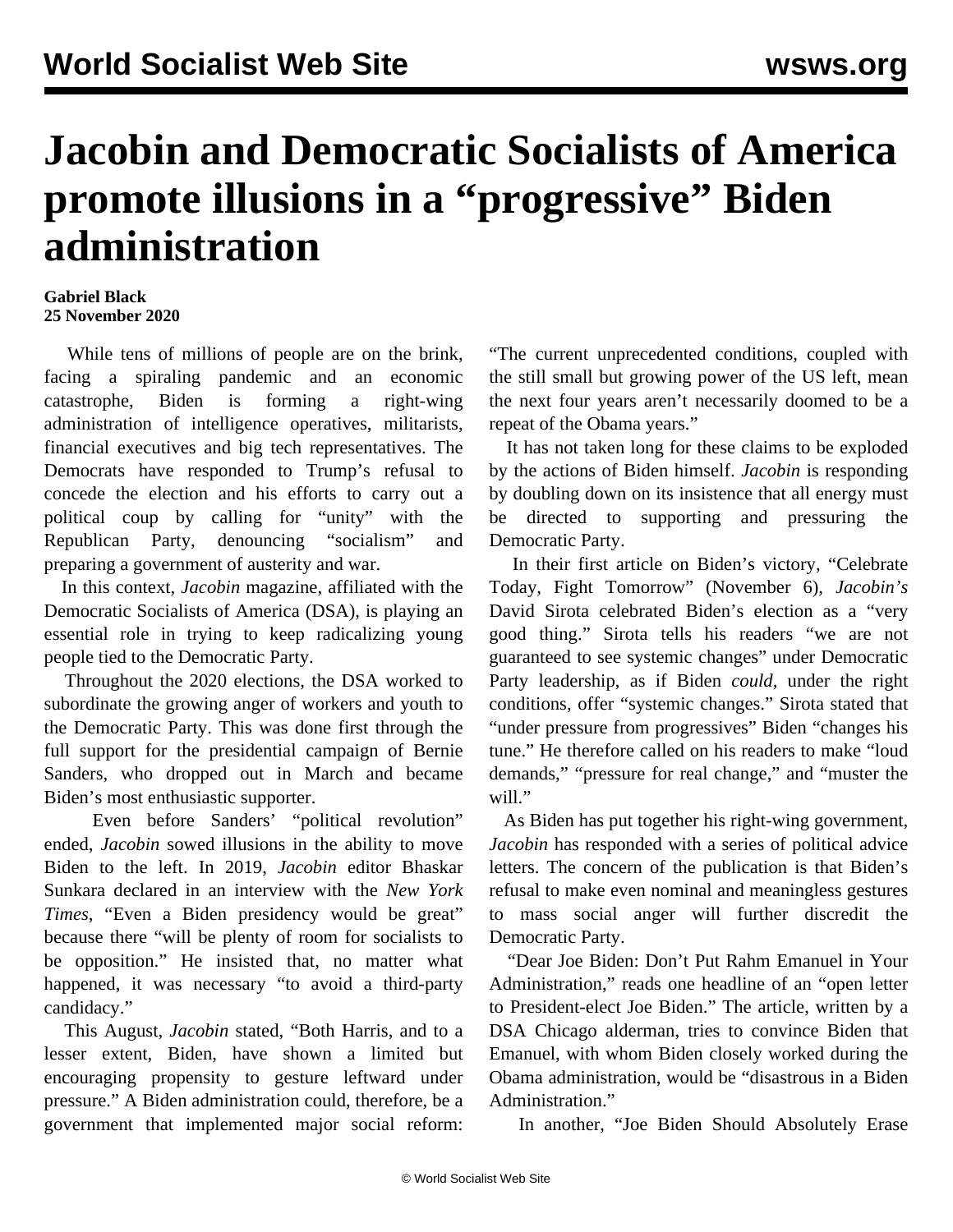# Jacobin and Democratic Socialists of America promote illusions in a "progressive" Biden administration

**Gabriel Black**
**25 November 2020**

While tens of millions of people are on the brink, facing a spiraling pandemic and an economic catastrophe, Biden is forming a right-wing administration of intelligence operatives, militarists, financial executives and big tech representatives. The Democrats have responded to Trump's refusal to concede the election and his efforts to carry out a political coup by calling for "unity" with the Republican Party, denouncing "socialism" and preparing a government of austerity and war.

In this context, *Jacobin* magazine, affiliated with the Democratic Socialists of America (DSA), is playing an essential role in trying to keep radicalizing young people tied to the Democratic Party.

Throughout the 2020 elections, the DSA worked to subordinate the growing anger of workers and youth to the Democratic Party. This was done first through the full support for the presidential campaign of Bernie Sanders, who dropped out in March and became Biden's most enthusiastic supporter.

Even before Sanders' "political revolution" ended, *Jacobin* sowed illusions in the ability to move Biden to the left. In 2019, *Jacobin* editor Bhaskar Sunkara declared in an interview with the *New York Times*, "Even a Biden presidency would be great" because there "will be plenty of room for socialists to be opposition." He insisted that, no matter what happened, it was necessary "to avoid a third-party candidacy."

This August, *Jacobin* stated, "Both Harris, and to a lesser extent, Biden, have shown a limited but encouraging propensity to gesture leftward under pressure." A Biden administration could, therefore, be a government that implemented major social reform: "The current unprecedented conditions, coupled with the still small but growing power of the US left, mean the next four years aren't necessarily doomed to be a repeat of the Obama years."

It has not taken long for these claims to be exploded by the actions of Biden himself. *Jacobin* is responding by doubling down on its insistence that all energy must be directed to supporting and pressuring the Democratic Party.

In their first article on Biden's victory, "Celebrate Today, Fight Tomorrow" (November 6), *Jacobin's* David Sirota celebrated Biden's election as a "very good thing." Sirota tells his readers "we are not guaranteed to see systemic changes" under Democratic Party leadership, as if Biden *could,* under the right conditions, offer "systemic changes." Sirota stated that "under pressure from progressives" Biden "changes his tune." He therefore called on his readers to make "loud demands," "pressure for real change," and "muster the will."

As Biden has put together his right-wing government, *Jacobin* has responded with a series of political advice letters. The concern of the publication is that Biden's refusal to make even nominal and meaningless gestures to mass social anger will further discredit the Democratic Party.

"Dear Joe Biden: Don't Put Rahm Emanuel in Your Administration," reads one headline of an "open letter to President-elect Joe Biden." The article, written by a DSA Chicago alderman, tries to convince Biden that Emanuel, with whom Biden closely worked during the Obama administration, would be "disastrous in a Biden Administration."

In another, "Joe Biden Should Absolutely Erase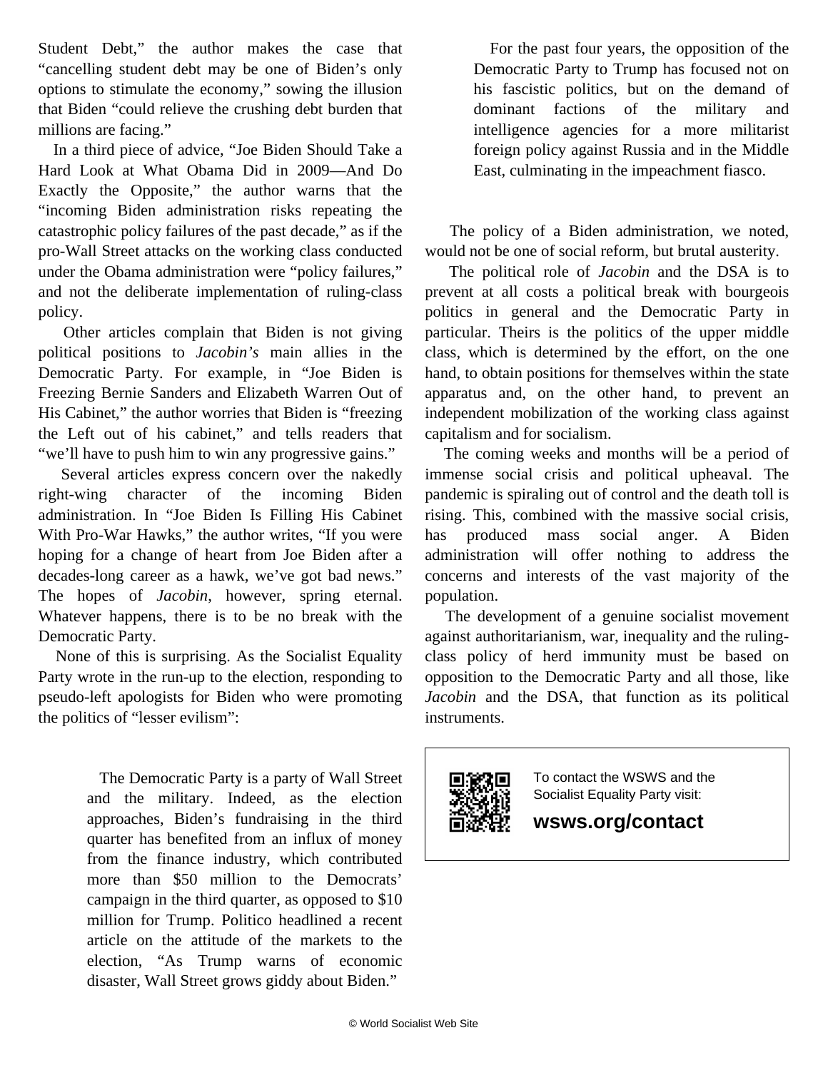Student Debt," the author makes the case that "cancelling student debt may be one of Biden's only options to stimulate the economy," sowing the illusion that Biden "could relieve the crushing debt burden that millions are facing."

In a third piece of advice, "Joe Biden Should Take a Hard Look at What Obama Did in 2009—And Do Exactly the Opposite," the author warns that the "incoming Biden administration risks repeating the catastrophic policy failures of the past decade," as if the pro-Wall Street attacks on the working class conducted under the Obama administration were "policy failures," and not the deliberate implementation of ruling-class policy.

Other articles complain that Biden is not giving political positions to *Jacobin's* main allies in the Democratic Party. For example, in "Joe Biden is Freezing Bernie Sanders and Elizabeth Warren Out of His Cabinet," the author worries that Biden is "freezing the Left out of his cabinet," and tells readers that "we'll have to push him to win any progressive gains."

Several articles express concern over the nakedly right-wing character of the incoming Biden administration. In "Joe Biden Is Filling His Cabinet With Pro-War Hawks," the author writes, "If you were hoping for a change of heart from Joe Biden after a decades-long career as a hawk, we've got bad news." The hopes of *Jacobin*, however, spring eternal. Whatever happens, there is to be no break with the Democratic Party.

None of this is surprising. As the Socialist Equality Party wrote in the run-up to the election, responding to pseudo-left apologists for Biden who were promoting the politics of "lesser evilism":

> The Democratic Party is a party of Wall Street and the military. Indeed, as the election approaches, Biden's fundraising in the third quarter has benefited from an influx of money from the finance industry, which contributed more than $50 million to the Democrats' campaign in the third quarter, as opposed to $10 million for Trump. Politico headlined a recent article on the attitude of the markets to the election, "As Trump warns of economic disaster, Wall Street grows giddy about Biden."
>
> For the past four years, the opposition of the Democratic Party to Trump has focused not on his fascistic politics, but on the demand of dominant factions of the military and intelligence agencies for a more militarist foreign policy against Russia and in the Middle East, culminating in the impeachment fiasco.

The policy of a Biden administration, we noted, would not be one of social reform, but brutal austerity.

The political role of *Jacobin* and the DSA is to prevent at all costs a political break with bourgeois politics in general and the Democratic Party in particular. Theirs is the politics of the upper middle class, which is determined by the effort, on the one hand, to obtain positions for themselves within the state apparatus and, on the other hand, to prevent an independent mobilization of the working class against capitalism and for socialism.

The coming weeks and months will be a period of immense social crisis and political upheaval. The pandemic is spiraling out of control and the death toll is rising. This, combined with the massive social crisis, has produced mass social anger. A Biden administration will offer nothing to address the concerns and interests of the vast majority of the population.

The development of a genuine socialist movement against authoritarianism, war, inequality and the ruling-class policy of herd immunity must be based on opposition to the Democratic Party and all those, like *Jacobin* and the DSA, that function as its political instruments.

To contact the WSWS and the Socialist Equality Party visit:

**wsws.org/contact**